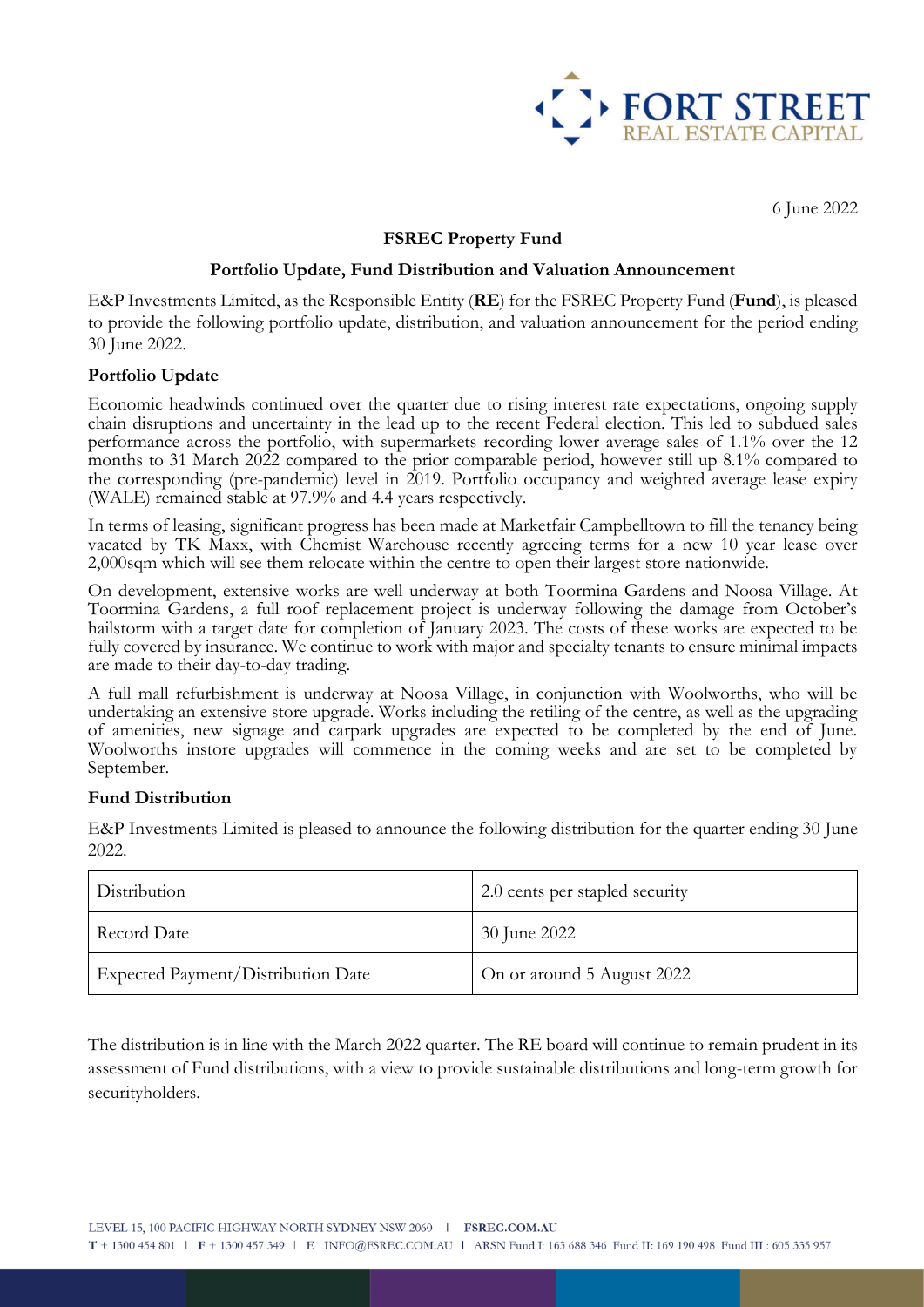6 June 2022

**FSREC Property Fund**

**Portfolio Update, Fund Distribution and Valuation Announcement**

E&P Investments Limited, as the Responsible Entity (**RE**) for the FSREC Property Fund (**Fund**), is pleased to provide the following portfolio update, distribution, and valuation announcement for the period ending 30 June 2022.

**Portfolio Update**

Economic headwinds continued over the quarter due to rising interest rate expectations, ongoing supply chain disruptions and uncertainty in the lead up to the recent Federal election. This led to subdued sales performance across the portfolio, with supermarkets recording lower average sales of 1.1% over the 12 months to 31 March 2022 compared to the prior comparable period, however still up 8.1% compared to the corresponding (pre-pandemic) level in 2019. Portfolio occupancy and weighted average lease expiry (WALE) remained stable at 97.9% and 4.4 years respectively.

In terms of leasing, significant progress has been made at Marketfair Campbelltown to fill the tenancy being vacated by TK Maxx, with Chemist Warehouse recently agreeing terms for a new 10 year lease over 2,000sqm which will see them relocate within the centre to open their largest store nationwide.

On development, extensive works are well underway at both Toormina Gardens and Noosa Village. At Toormina Gardens, a full roof replacement project is underway following the damage from October's hailstorm with a target date for completion of January 2023. The costs of these works are expected to be fully covered by insurance. We continue to work with major and specialty tenants to ensure minimal impacts are made to their day-to-day trading.

A full mall refurbishment is underway at Noosa Village, in conjunction with Woolworths, who will be undertaking an extensive store upgrade. Works including the retiling of the centre, as well as the upgrading of amenities, new signage and carpark upgrades are expected to be completed by the end of June. Woolworths instore upgrades will commence in the coming weeks and are set to be completed by September.

**Fund Distribution**

E&P Investments Limited is pleased to announce the following distribution for the quarter ending 30 June 2022.

| Distribution | 2.0 cents per stapled security |
|---|---|
| Record Date | 30 June 2022 |
| Expected Payment/Distribution Date | On or around 5 August 2022 |

The distribution is in line with the March 2022 quarter. The RE board will continue to remain prudent in its assessment of Fund distributions, with a view to provide sustainable distributions and long-term growth for securityholders.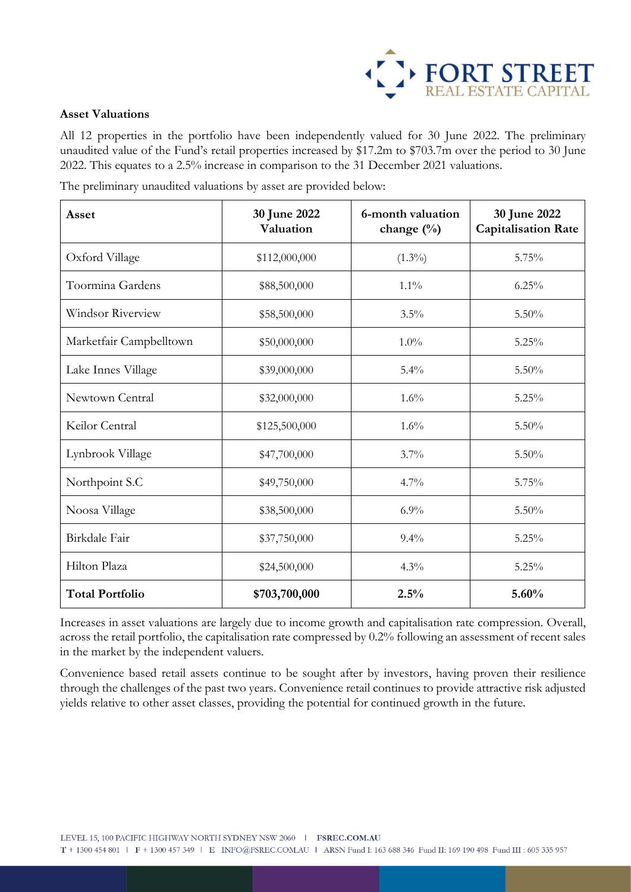### Asset Valuations

All 12 properties in the portfolio have been independently valued for 30 June 2022. The preliminary unaudited value of the Fund's retail properties increased by $17.2m to $703.7m over the period to 30 June 2022. This equates to a 2.5% increase in comparison to the 31 December 2021 valuations.

The preliminary unaudited valuations by asset are provided below:

| Asset | 30 June 2022 Valuation | 6-month valuation change (%) | 30 June 2022 Capitalisation Rate |
|---|---|---|---|
| Oxford Village | $112,000,000 | (1.3%) | 5.75% |
| Toormina Gardens | $88,500,000 | 1.1% | 6.25% |
| Windsor Riverview | $58,500,000 | 3.5% | 5.50% |
| Marketfair Campbelltown | $50,000,000 | 1.0% | 5.25% |
| Lake Innes Village | $39,000,000 | 5.4% | 5.50% |
| Newtown Central | $32,000,000 | 1.6% | 5.25% |
| Keilor Central | $125,500,000 | 1.6% | 5.50% |
| Lynbrook Village | $47,700,000 | 3.7% | 5.50% |
| Northpoint S.C | $49,750,000 | 4.7% | 5.75% |
| Noosa Village | $38,500,000 | 6.9% | 5.50% |
| Birkdale Fair | $37,750,000 | 9.4% | 5.25% |
| Hilton Plaza | $24,500,000 | 4.3% | 5.25% |
| **Total Portfolio** | **$703,700,000** | **2.5%** | **5.60%** |

Increases in asset valuations are largely due to income growth and capitalisation rate compression. Overall, across the retail portfolio, the capitalisation rate compressed by 0.2% following an assessment of recent sales in the market by the independent valuers.

Convenience based retail assets continue to be sought after by investors, having proven their resilience through the challenges of the past two years. Convenience retail continues to provide attractive risk adjusted yields relative to other asset classes, providing the potential for continued growth in the future.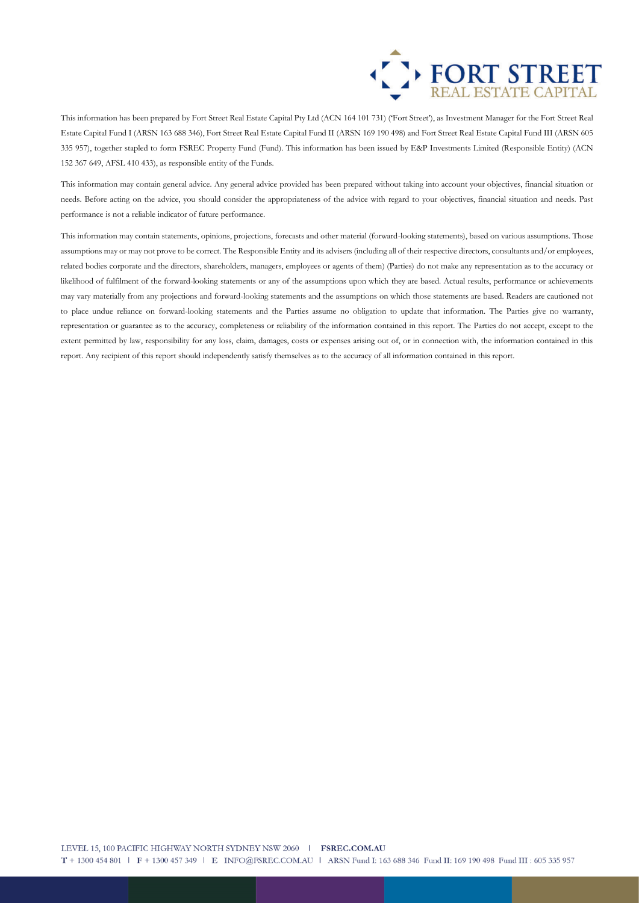This information has been prepared by Fort Street Real Estate Capital Pty Ltd (ACN 164 101 731) ('Fort Street'), as Investment Manager for the Fort Street Real Estate Capital Fund I (ARSN 163 688 346), Fort Street Real Estate Capital Fund II (ARSN 169 190 498) and Fort Street Real Estate Capital Fund III (ARSN 605 335 957), together stapled to form FSREC Property Fund (Fund). This information has been issued by E&P Investments Limited (Responsible Entity) (ACN 152 367 649, AFSL 410 433), as responsible entity of the Funds.

This information may contain general advice. Any general advice provided has been prepared without taking into account your objectives, financial situation or needs. Before acting on the advice, you should consider the appropriateness of the advice with regard to your objectives, financial situation and needs. Past performance is not a reliable indicator of future performance.

This information may contain statements, opinions, projections, forecasts and other material (forward-looking statements), based on various assumptions. Those assumptions may or may not prove to be correct. The Responsible Entity and its advisers (including all of their respective directors, consultants and/or employees, related bodies corporate and the directors, shareholders, managers, employees or agents of them) (Parties) do not make any representation as to the accuracy or likelihood of fulfilment of the forward-looking statements or any of the assumptions upon which they are based. Actual results, performance or achievements may vary materially from any projections and forward-looking statements and the assumptions on which those statements are based. Readers are cautioned not to place undue reliance on forward-looking statements and the Parties assume no obligation to update that information. The Parties give no warranty, representation or guarantee as to the accuracy, completeness or reliability of the information contained in this report. The Parties do not accept, except to the extent permitted by law, responsibility for any loss, claim, damages, costs or expenses arising out of, or in connection with, the information contained in this report. Any recipient of this report should independently satisfy themselves as to the accuracy of all information contained in this report.